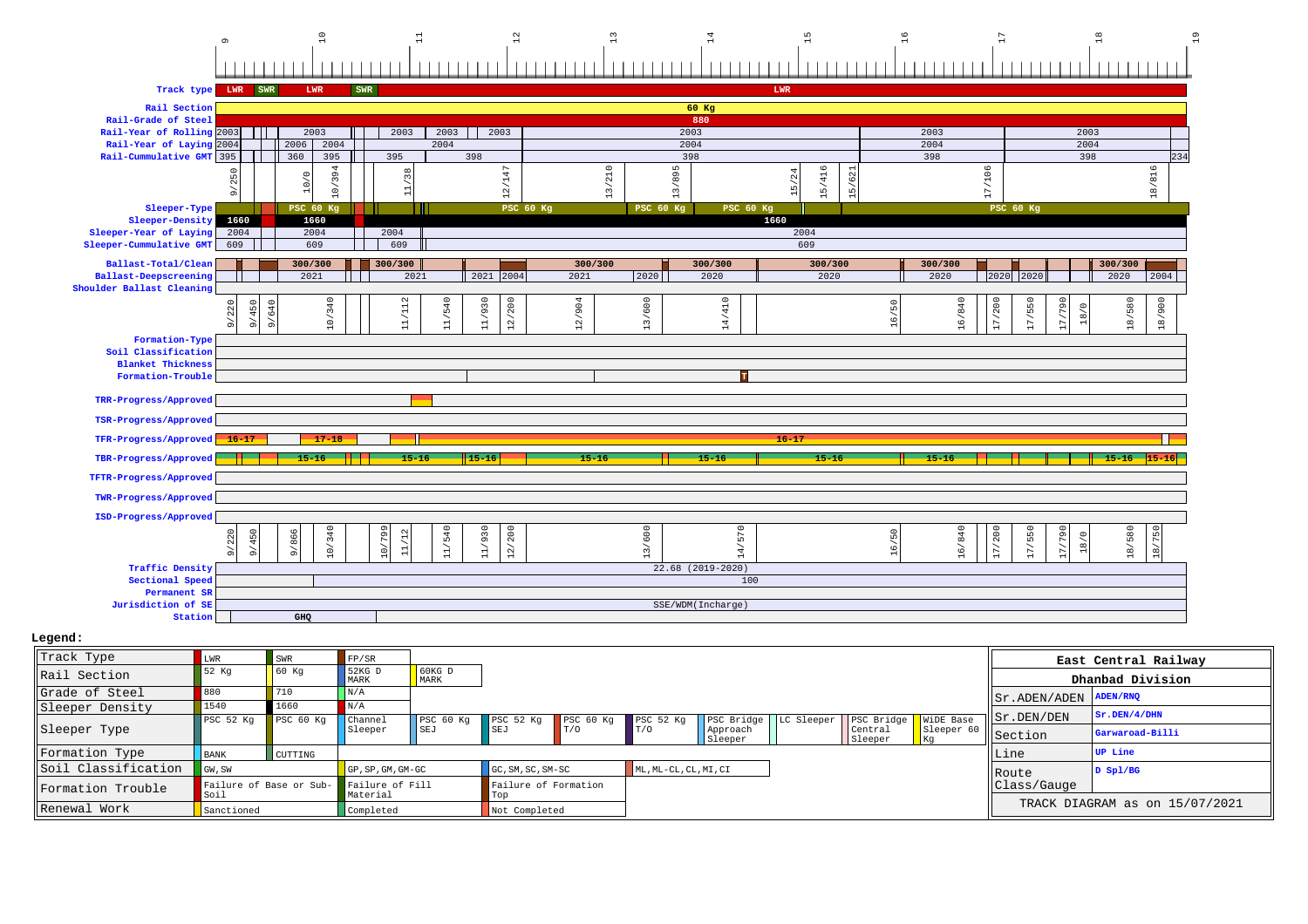## Track Diagram (km 9 – 19)

| Row | Details |
|---|---|
| Track type | LWR, SWR, LWR, SWR, LWR |
| Rail Section | 60 Kg |
| Rail-Grade of Steel | 880 |
| Rail-Year of Rolling | 2003, 2003, 2003, 2003, 2003, 2003, 2003, 2003 |
| Rail-Year of Laying | 2004, 2006, 2004, 2004, 2004, 2004, 2004 |
| Rail-Cummulative GMT | 395, 360, 395, 395, 398, 398, 398, 398, 234 |
| Chainages | 9/250, 10/0, 10/394, 11/38, 12/147, 13/210, 13/895, 15/24, 15/416, 15/621, 17/106, 18/816 |
| Sleeper-Type | PSC 60 Kg, PSC 60 Kg, PSC 60 Kg, PSC 60 Kg, PSC 60 Kg |
| Sleeper-Density | 1660, 1660, 1660 |
| Sleeper-Year of Laying | 2004, 2004, 2004, 2004 |
| Sleeper-Cummulative GMT | 609, 609, 609, 609 |
| Ballast-Total/Clean | 300/300, 300/300, 300/300, 300/300, 300/300, 300/300, 300/300 |
| Ballast-Deepscreening | 2021, 2021, 2021, 2004, 2021, 2020, 2020, 2020, 2020, 2020, 2020, 2020, 2004 |
| Shoulder Ballast Cleaning | |
| Chainages | 9/220, 9/450, 9/640, 10/340, 11/112, 11/540, 11/930, 12/200, 12/904, 13/600, 14/410, 16/50, 16/840, 17/200, 17/550, 17/790, 18/0, 18/580, 18/900 |
| Formation-Type | |
| Soil Classification | |
| Blanket Thickness | |
| Formation-Trouble | T |
| TRR-Progress/Approved | |
| TSR-Progress/Approved | |
| TFR-Progress/Approved | 16-17, 17-18, 16-17 |
| TBR-Progress/Approved | 15-16, 15-16, 15-16, 15-16, 15-16, 15-16, 15-16, 15-16, 15-16 |
| TFTR-Progress/Approved | |
| TWR-Progress/Approved | |
| ISD-Progress/Approved | |
| Chainages | 9/220, 9/450, 9/866, 10/340, 10/799, 11/12, 11/540, 11/930, 12/200, 13/600, 14/570, 16/50, 16/840, 17/200, 17/550, 17/790, 18/0, 18/580, 18/750 |
| Traffic Density | 22.68 (2019-2020) |
| Sectional Speed | 100 |
| Permanent SR | |
| Jurisdiction of SE | SSE/WDM(Incharge) |
| Station | GHQ |

**Legend:**

| Item | | | | | | | | | | | |
|---|---|---|---|---|---|---|---|---|---|---|---|
| Track Type | LWR | SWR | FP/SR | | | | | | | | |
| Rail Section | 52 Kg | 60 Kg | 52KG D MARK | 60KG D MARK | | | | | | | |
| Grade of Steel | 880 | 710 | N/A | | | | | | | | |
| Sleeper Density | 1540 | 1660 | N/A | | | | | | | | |
| Sleeper Type | PSC 52 Kg | PSC 60 Kg | Channel Sleeper | PSC 60 Kg SEJ | PSC 52 Kg SEJ | PSC 60 Kg T/O | PSC 52 Kg T/O | PSC Bridge Approach Sleeper | LC Sleeper | PSC Bridge Central Sleeper | WIDE Base Sleeper 60 Kg |
| Formation Type | BANK | CUTTING | | | | | | | | | |
| Soil Classification | GW, SW | GP, SP, GM, GM-GC | GC, SM, SC, SM-SC | ML, ML-CL, CL, MI, CI | | | | | | | |
| Formation Trouble | Failure of Base or Sub-Soil | Failure of Fill Material | Failure of Formation Top | | | | | | | | |
| Renewal Work | Sanctioned | Completed | Not Completed | | | | | | | | |

| East Central Railway | |
|---|---|
| Dhanbad Division | |
| Sr.ADEN/ADEN | ADEN/RNQ |
| Sr.DEN/DEN | Sr.DEN/4/DHN |
| Section | Garwaroad-Billi |
| Line | UP Line |
| Route Class/Gauge | D Spl/BG |
| TRACK DIAGRAM as on 15/07/2021 | |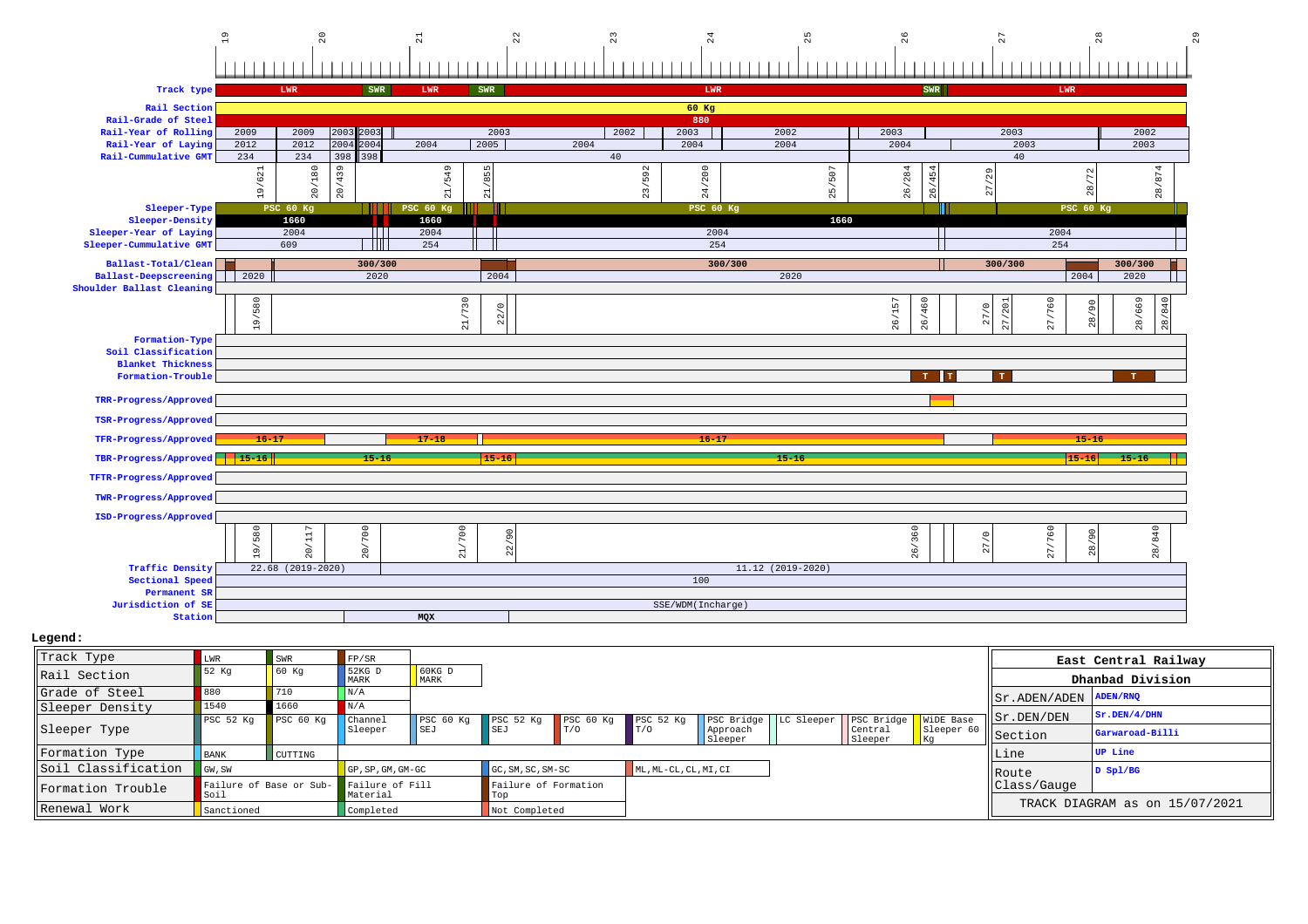**Track type:** LWR | SWR | LWR | SWR | LWR | SWR | LWR

**Rail Section:** 60 Kg

**Rail-Grade of Steel:** 880

| Rail-Year of Rolling | 2009 | 2009 | 2003 | 2003 | 2003 | 2002 | 2003 | 2002 | 2003 | 2003 | 2002 |
|---|---|---|---|---|---|---|---|---|---|---|---|
| Rail-Year of Laying | 2012 | 2012 | 2004 | 2004 | 2004 / 2005 / 2004 | | 2004 | 2004 | 2004 | 2003 | 2003 |
| Rail-Cummulative GMT | 234 | 234 | 398 | 398 | 40 | | | | | 40 | |

19/621, 20/180, 20/439, 21/549, 21/855, 23/592, 24/200, 25/507, 26/284, 26/454, 27/29, 28/72, 28/874

**Sleeper-Type:** PSC 60 Kg | PSC 60 Kg | PSC 60 Kg | PSC 60 Kg

**Sleeper-Density:** 1660 | 1660 | 1660

**Sleeper-Year of Laying:** 2004 | 2004 | 2004 | 2004

**Sleeper-Cummulative GMT:** 609 | 254 | 254 | 254

**Ballast-Total/Clean:** 300/300 | 300/300 | 300/300 | 300/300

**Ballast-Deepscreening:** 2020 | 2020 | 2004 | 2020 | 2004 | 2020

**Shoulder Ballast Cleaning**

19/580, 21/730, 22/0, 26/157, 26/460, 27/0, 27/201, 27/760, 28/90, 28/669, 28/840

**Formation-Type**

**Soil Classification**

**Blanket Thickness**

**Formation-Trouble:** T | T | T | T

**TRR-Progress/Approved**

**TSR-Progress/Approved**

**TFR-Progress/Approved:** 16-17 | 17-18 | 16-17 | 15-16

**TBR-Progress/Approved:** 15-16 | 15-16 | 15-16 | 15-16 | 15-16 | 15-16

**TFTR-Progress/Approved**

**TWR-Progress/Approved**

**ISD-Progress/Approved**

19/580, 20/117, 20/700, 21/700, 22/90, 26/360, 27/0, 27/760, 28/90, 28/840

**Traffic Density:** 22.68 (2019-2020) | 11.12 (2019-2020)

**Sectional Speed:** 100

**Permanent SR**

**Jurisdiction of SE:** SSE/WDM(Incharge)

**Station:** MQX

## Legend:

| Track Type | LWR | SWR | FP/SR | | | | | | | | |
|---|---|---|---|---|---|---|---|---|---|---|---|
| Rail Section | 52 Kg | 60 Kg | 52KG D MARK | 60KG D MARK | | | | | | | |
| Grade of Steel | 880 | 710 | N/A | | | | | | | | |
| Sleeper Density | 1540 | 1660 | N/A | | | | | | | | |
| Sleeper Type | PSC 52 Kg | PSC 60 Kg | Channel Sleeper | PSC 60 Kg SEJ | PSC 52 Kg SEJ | PSC 60 Kg T/O | PSC 52 Kg T/O | PSC Bridge Approach Sleeper | LC Sleeper | PSC Bridge Central Sleeper | WIDE Base Sleeper 60 Kg |
| Formation Type | BANK | CUTTING | | | | | | | | | |
| Soil Classification | GW, SW | | GP, SP, GM, GM-GC | | GC, SM, SC, SM-SC | | ML, ML-CL, CL, MI, CI | | | | |
| Formation Trouble | Failure of Base or Sub-Soil | | Failure of Fill Material | | Failure of Formation Top | | | | | | |
| Renewal Work | Sanctioned | | Completed | | Not Completed | | | | | | |

| East Central Railway | |
|---|---|
| Dhanbad Division | |
| Sr.ADEN/ADEN | ADEN/RNQ |
| Sr.DEN/DEN | Sr.DEN/4/DHN |
| Section | Garwaroad-Billi |
| Line | UP Line |
| Route Class/Gauge | D Spl/BG |
| TRACK DIAGRAM as on 15/07/2021 | |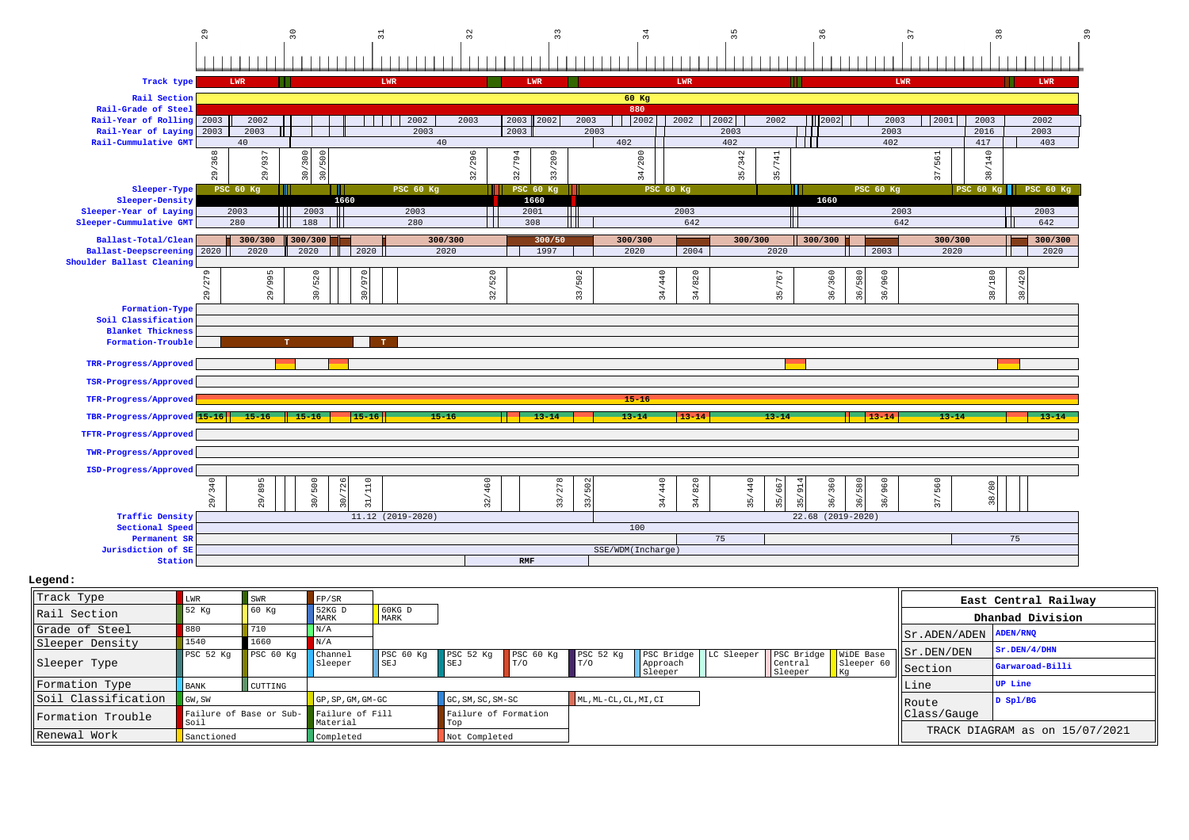29 30 31 32 33 34 35 36 37 38 39

| Row | Values |
|---|---|
| Track type | LWR, LWR, LWR, LWR, LWR, LWR |
| Rail Section | 60 Kg |
| Rail-Grade of Steel | 880 |
| Rail-Year of Rolling | 2003, 2002, 2002, 2003, 2003, 2002, 2003, 2002, 2002, 2002, 2002, 2002, 2003, 2001, 2003, 2002 |
| Rail-Year of Laying | 2003, 2003, 2003, 2003, 2003, 2003, 2003, 2016, 2003 |
| Rail-Cummulative GMT | 40, 40, 402, 402, 402, 417, 403 |
| | 29/368, 29/937, 30/300, 30/500, 32/296, 32/794, 33/209, 34/200, 35/342, 35/741, 37/561, 38/140 |
| Sleeper-Type | PSC 60 Kg, PSC 60 Kg, PSC 60 Kg, PSC 60 Kg, PSC 60 Kg, PSC 60 Kg, PSC 60 Kg |
| Sleeper-Density | 1660, 1660, 1660 |
| Sleeper-Year of Laying | 2003, 2003, 2003, 2001, 2003, 2003, 2003 |
| Sleeper-Cummulative GMT | 280, 188, 280, 308, 642, 642, 642 |
| Ballast-Total/Clean | 300/300, 300/300, 300/300, 300/50, 300/300, 300/300, 300/300, 300/300, 300/300 |
| Ballast-Deepscreening | 2020, 2020, 2020, 2020, 2020, 1997, 2020, 2004, 2020, 2003, 2020, 2020 |
| Shoulder Ballast Cleaning | |
| | 29/279, 29/995, 30/520, 30/970, 32/520, 33/502, 34/440, 34/820, 35/767, 36/360, 36/580, 36/960, 38/180, 38/420 |
| Formation-Type | |
| Soil Classification | |
| Blanket Thickness | |
| Formation-Trouble | T, T |
| TRR-Progress/Approved | |
| TSR-Progress/Approved | |
| TFR-Progress/Approved | 15-16 |
| TBR-Progress/Approved | 15-16, 15-16, 15-16, 15-16, 15-16, 13-14, 13-14, 13-14, 13-14, 13-14, 13-14, 13-14 |
| TFTR-Progress/Approved | |
| TWR-Progress/Approved | |
| ISD-Progress/Approved | |
| | 29/340, 29/895, 30/500, 30/726, 31/110, 32/460, 33/278, 33/502, 34/440, 34/820, 35/440, 35/667, 35/914, 36/360, 36/580, 36/960, 37/560, 38/80 |
| Traffic Density | 11.12 (2019-2020), 22.68 (2019-2020) |
| Sectional Speed | 100 |
| Permanent SR | 75, 75 |
| Jurisdiction of SE | SSE/WDM(Incharge) |
| Station | RMF |

**Legend:**

| | | | | |
|---|---|---|---|---|
| Track Type | LWR | SWR | FP/SR | |
| Rail Section | 52 Kg | 60 Kg | 52KG D MARK | 60KG D MARK |
| Grade of Steel | 880 | 710 | N/A | |
| Sleeper Density | 1540 | 1660 | N/A | |
| Sleeper Type | PSC 52 Kg | PSC 60 Kg | Channel Sleeper | PSC 60 Kg SEJ |
| | PSC 52 Kg SEJ | PSC 60 Kg T/O | PSC 52 Kg T/O | PSC Bridge Approach Sleeper |
| | LC Sleeper | PSC Bridge Central Sleeper | WiDE Base Sleeper 60 Kg | |
| Formation Type | BANK | CUTTING | | |
| Soil Classification | GW, SW | GP, SP, GM, GM-GC | GC, SM, SC, SM-SC | ML, ML-CL, CL, MI, CI |
| Formation Trouble | Failure of Base or Sub-Soil | Failure of Fill Material | Failure of Formation Top | |
| Renewal Work | Sanctioned | Completed | Not Completed | |

| East Central Railway | |
|---|---|
| Dhanbad Division | |
| Sr.ADEN/ADEN | ADEN/RNQ |
| Sr.DEN/DEN | Sr.DEN/4/DHN |
| Section | Garwaroad-Billi |
| Line | UP Line |
| Route Class/Gauge | D Spl/BG |
| TRACK DIAGRAM as on 15/07/2021 | |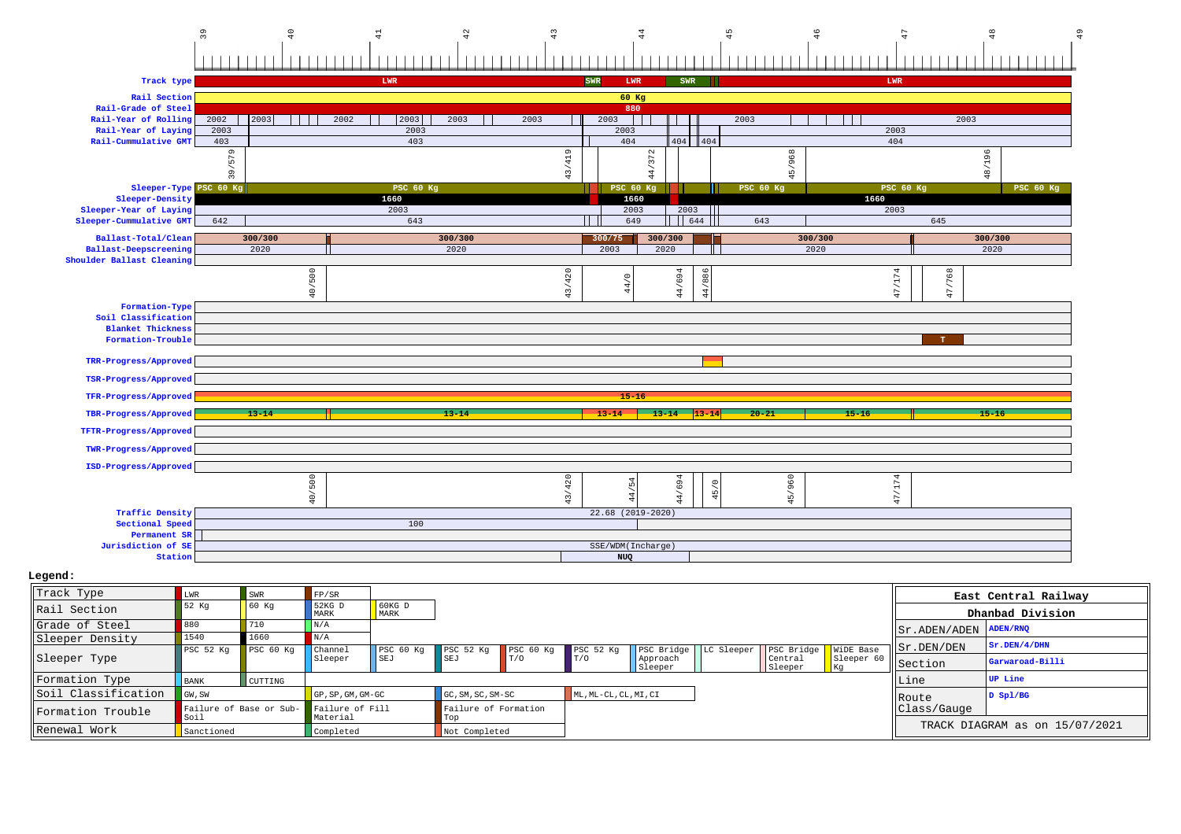**Track Diagram** (km 39 – 49)

| Parameter | Values |
|---|---|
| Track type | LWR, SWR, LWR, SWR, LWR |
| Rail Section | 60 Kg |
| Rail-Grade of Steel | 880 |
| Rail-Year of Rolling | 2002, 2003, 2002, 2003, 2003, 2003, 2003, 2003, 2003 |
| Rail-Year of Laying | 2003, 2003, 2003, 2003 |
| Rail-Cummulative GMT | 403, 403, 404, 404, 404, 404 |
| Chainage | 39/579, 43/419, 44/372, 45/968, 48/196 |
| Sleeper-Type | PSC 60 Kg, PSC 60 Kg, PSC 60 Kg, PSC 60 Kg, PSC 60 Kg, PSC 60 Kg |
| Sleeper-Density | 1660, 1660, 1660 |
| Sleeper-Year of Laying | 2003, 2003, 2003, 2003 |
| Sleeper-Cummulative GMT | 642, 643, 649, 644, 643, 645 |
| Ballast-Total/Clean | 300/300, 300/300, 300/75, 300/300, 300/300, 300/300 |
| Ballast-Deepscreening | 2020, 2020, 2003, 2020, 2020, 2020 |
| Shoulder Ballast Cleaning | |
| Chainage | 40/500, 43/420, 44/0, 44/694, 44/886, 47/174, 47/768 |
| Formation-Type | |
| Soil Classification | |
| Blanket Thickness | |
| Formation-Trouble | T |
| TRR-Progress/Approved | |
| TSR-Progress/Approved | |
| TFR-Progress/Approved | 15-16 |
| TBR-Progress/Approved | 13-14, 13-14, 13-14, 13-14, 13-14, 20-21, 15-16, 15-16 |
| TFTR-Progress/Approved | |
| TWR-Progress/Approved | |
| ISD-Progress/Approved | |
| Chainage | 40/500, 43/420, 44/54, 44/694, 45/0, 45/960, 47/174 |
| Traffic Density | 22.68 (2019-2020) |
| Sectional Speed | 100 |
| Permanent SR | |
| Jurisdiction of SE | SSE/WDM(Incharge) |
| Station | NUQ |

**Legend:**

| | | | | | | | | | | | |
|---|---|---|---|---|---|---|---|---|---|---|---|
| Track Type | LWR | SWR | FP/SR | | | | | | | | |
| Rail Section | 52 Kg | 60 Kg | 52KG D MARK | 60KG D MARK | | | | | | | |
| Grade of Steel | 880 | 710 | N/A | | | | | | | | |
| Sleeper Density | 1540 | 1660 | N/A | | | | | | | | |
| Sleeper Type | PSC 52 Kg | PSC 60 Kg | Channel Sleeper | PSC 60 Kg SEJ | PSC 52 Kg SEJ | PSC 60 Kg T/O | PSC 52 Kg T/O | PSC Bridge Approach Sleeper | LC Sleeper | PSC Bridge Central Sleeper | WiDE Base Sleeper 60 Kg |
| Formation Type | BANK | CUTTING | | | | | | | | | |
| Soil Classification | GW, SW | | GP, SP, GM, GM-GC | | GC, SM, SC, SM-SC | | ML, ML-CL, CL, MI, CI | | | | |
| Formation Trouble | Failure of Base or Sub-Soil | | Failure of Fill Material | | Failure of Formation Top | | | | | | |
| Renewal Work | Sanctioned | | Completed | | Not Completed | | | | | | |

| East Central Railway | |
|---|---|
| Dhanbad Division | |
| Sr.ADEN/ADEN | ADEN/RNQ |
| Sr.DEN/DEN | Sr.DEN/4/DHN |
| Section | Garwaroad-Billi |
| Line | UP Line |
| Route Class/Gauge | D Spl/BG |
| TRACK DIAGRAM as on 15/07/2021 | |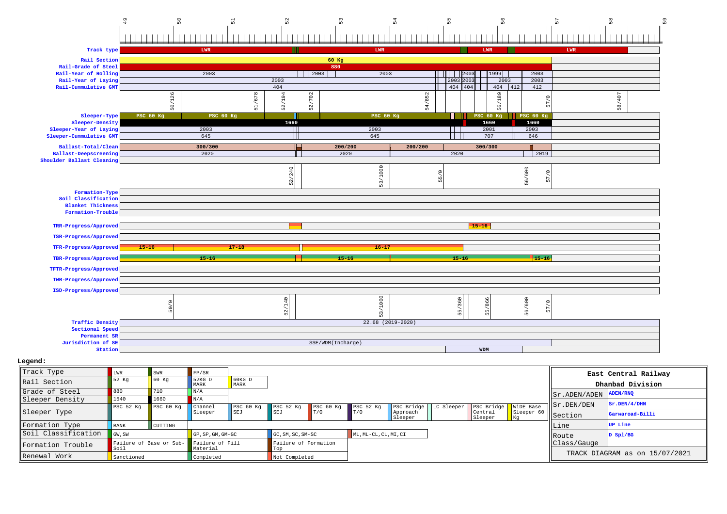49 50 51 52 53 54 55 56 57 58 59

| Parameter | Values |
|---|---|
| Track type | LWR, LWR, LWR, LWR |
| Rail Section | 60 Kg |
| Rail-Grade of Steel | 880 |
| Rail-Year of Rolling | 2003, 2003, 2003, 2003, 1999, 2003 |
| Rail-Year of Laying | 2003, 2003, 2003, 2003, 2003 |
| Rail-Cummulative GMT | 404, 404, 404, 404, 412, 412 |
| | 50/126, 51/678, 52/194, 52/702, 54/852, 56/189, 57/0, 58/407 |
| Sleeper-Type | PSC 60 Kg, PSC 60 Kg, PSC 60 Kg, PSC 60 Kg, PSC 60 Kg |
| Sleeper-Density | 1660, 1660, 1660 |
| Sleeper-Year of Laying | 2003, 2003, 2001, 2003 |
| Sleeper-Cummulative GMT | 645, 645, 707, 646 |
| Ballast-Total/Clean | 300/300, 200/200, 200/200, 300/300 |
| Ballast-Deepscreening | 2020, 2020, 2020, 2019 |
| Shoulder Ballast Cleaning | |
| | 52/240, 53/1000, 55/0, 56/600, 57/0 |
| Formation-Type | |
| Soil Classification | |
| Blanket Thickness | |
| Formation-Trouble | |
| TRR-Progress/Approved | 15-16 |
| TSR-Progress/Approved | |
| TFR-Progress/Approved | 15-16, 17-18, 16-17 |
| TBR-Progress/Approved | 15-16, 15-16, 15-16, 15-16 |
| TFTR-Progress/Approved | |
| TWR-Progress/Approved | |
| ISD-Progress/Approved | |
| | 50/0, 52/140, 53/1000, 55/360, 55/866, 56/600, 57/0 |
| Traffic Density | 22.68 (2019-2020) |
| Sectional Speed | |
| Permanent SR | |
| Jurisdiction of SE | SSE/WDM(Incharge) |
| Station | WDM |

**Legend:**

| | | | | | | | | | | | | |
|---|---|---|---|---|---|---|---|---|---|---|---|---|
| Track Type | LWR | SWR | FP/SR | | | | | | | | | |
| Rail Section | 52 Kg | 60 Kg | 52KG D MARK | 60KG D MARK | | | | | | | | |
| Grade of Steel | 880 | 710 | N/A | | | | | | | | | |
| Sleeper Density | 1540 | 1660 | N/A | | | | | | | | | |
| Sleeper Type | PSC 52 Kg | PSC 60 Kg | Channel Sleeper | PSC 60 Kg SEJ | PSC 52 Kg SEJ | PSC 60 Kg T/O | PSC 52 Kg T/O | PSC Bridge Approach Sleeper | LC Sleeper | PSC Bridge Central Sleeper | WiDE Base Sleeper 60 Kg | |
| Formation Type | BANK | CUTTING | | | | | | | | | | |
| Soil Classification | GW, SW | | GP, SP, GM, GM-GC | | GC, SM, SC, SM-SC | | ML, ML-CL, CL, MI, CI | | | | | |
| Formation Trouble | Failure of Base or Sub-Soil | | Failure of Fill Material | | Failure of Formation Top | | | | | | | |
| Renewal Work | Sanctioned | | Completed | | Not Completed | | | | | | | |

| East Central Railway | |
|---|---|
| Dhanbad Division | |
| Sr.ADEN/ADEN | ADEN/RNQ |
| Sr.DEN/DEN | Sr.DEN/4/DHN |
| Section | Garwaroad-Billi |
| Line | UP Line |
| Route Class/Gauge | D Spl/BG |
| TRACK DIAGRAM as on 15/07/2021 | |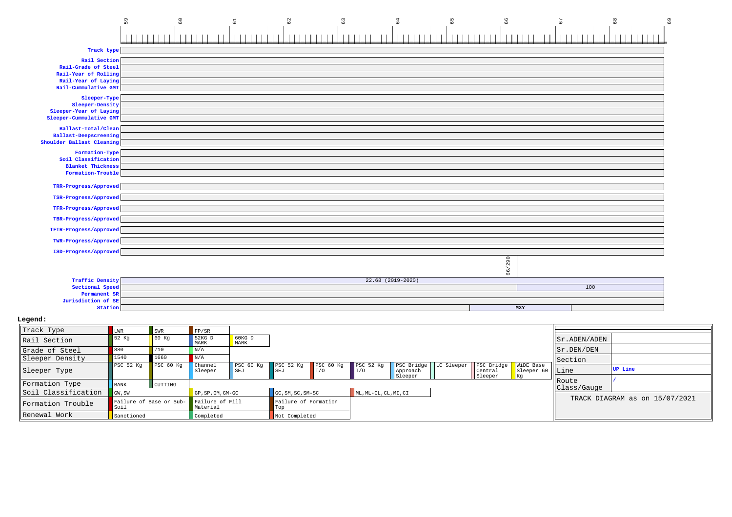59 60 61 62 63 64 65 66 67 68 69

| Parameter | Value |
|---|---|
| Track type | |
| Rail Section | |
| Rail-Grade of Steel | |
| Rail-Year of Rolling | |
| Rail-Year of Laying | |
| Rail-Cummulative GMT | |
| Sleeper-Type | |
| Sleeper-Density | |
| Sleeper-Year of Laying | |
| Sleeper-Cummulative GMT | |
| Ballast-Total/Clean | |
| Ballast-Deepscreening | |
| Shoulder Ballast Cleaning | |
| Formation-Type | |
| Soil Classification | |
| Blanket Thickness | |
| Formation-Trouble | |
| TRR-Progress/Approved | |
| TSR-Progress/Approved | |
| TFR-Progress/Approved | |
| TBR-Progress/Approved | |
| TFTR-Progress/Approved | |
| TWR-Progress/Approved | |
| ISD-Progress/Approved | |
| | 66/290 |
| Traffic Density | 22.68 (2019-2020) |
| Sectional Speed | 100 |
| Permanent SR | |
| Jurisdiction of SE | |
| Station | MXY |

**Legend:**

| | | | | | | | | | | | |
|---|---|---|---|---|---|---|---|---|---|---|---|
| Track Type | LWR | SWR | FP/SR | | | | | | | | |
| Rail Section | 52 Kg | 60 Kg | 52KG D MARK | 60KG D MARK | | | | | | | |
| Grade of Steel | 880 | 710 | N/A | | | | | | | | |
| Sleeper Density | 1540 | 1660 | N/A | | | | | | | | |
| Sleeper Type | PSC 52 Kg | PSC 60 Kg | Channel Sleeper | PSC 60 Kg SEJ | PSC 52 Kg SEJ | PSC 60 Kg T/O | PSC 52 Kg T/O | PSC Bridge Approach Sleeper | LC Sleeper | PSC Bridge Central Sleeper | WiDE Base Sleeper 60 Kg |
| Formation Type | BANK | CUTTING | | | | | | | | | |
| Soil Classification | GW, SW | | GP, SP, GM, GM-GC | | GC, SM, SC, SM-SC | | ML, ML-CL, CL, MI, CI | | | | |
| Formation Trouble | Failure of Base or Sub-Soil | | Failure of Fill Material | | Failure of Formation Top | | | | | | |
| Renewal Work | Sanctioned | | Completed | | Not Completed | | | | | | |

| | |
|---|---|
| Sr.ADEN/ADEN | |
| Sr.DEN/DEN | |
| Section | |
| Line | UP Line |
| Route Class/Gauge | / |

TRACK DIAGRAM as on 15/07/2021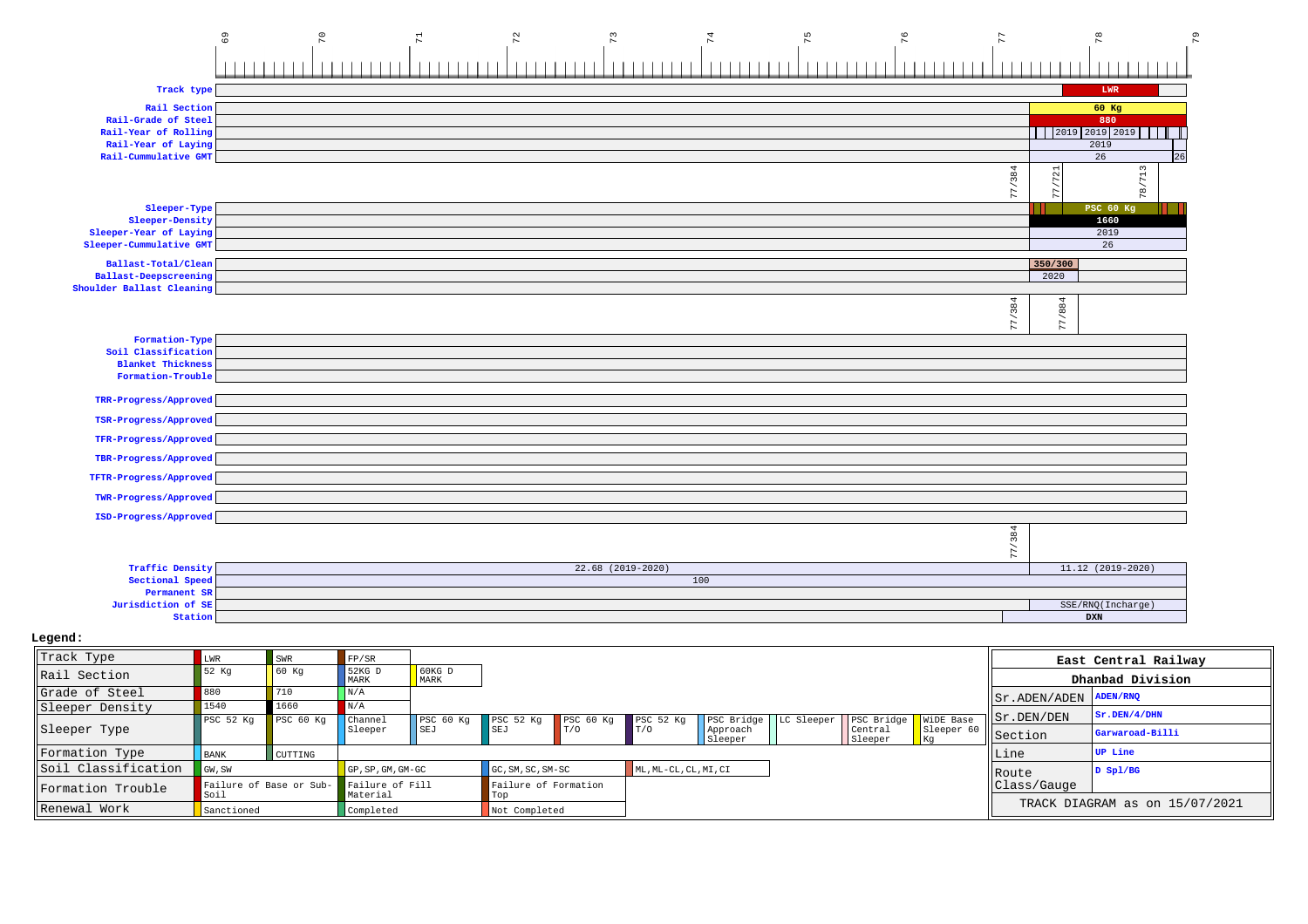Km: 69 | 70 | 71 | 72 | 73 | 74 | 75 | 76 | 77 | 78 | 79

| Parameter | Value |
|---|---|
| Track type | LWR |
| Rail Section | 60 Kg |
| Rail-Grade of Steel | 880 |
| Rail-Year of Rolling | 2019 2019 2019 |
| Rail-Year of Laying | 2019 |
| Rail-Cummulative GMT | 26 / 26 |

77/384 &nbsp; 77/721 &nbsp; 78/713

| Parameter | Value |
|---|---|
| Sleeper-Type | PSC 60 Kg |
| Sleeper-Density | 1660 |
| Sleeper-Year of Laying | 2019 |
| Sleeper-Cummulative GMT | 26 |
| Ballast-Total/Clean | 350/300 |
| Ballast-Deepscreening | 2020 |
| Shoulder Ballast Cleaning | |

77/384 &nbsp; 77/884

| Parameter | Value |
|---|---|
| Formation-Type | |
| Soil Classification | |
| Blanket Thickness | |
| Formation-Trouble | |
| TRR-Progress/Approved | |
| TSR-Progress/Approved | |
| TFR-Progress/Approved | |
| TBR-Progress/Approved | |
| TFTR-Progress/Approved | |
| TWR-Progress/Approved | |
| ISD-Progress/Approved | |

77/384

| Parameter | Km 69 – 77/384 | Km 77/384 – 79 |
|---|---|---|
| Traffic Density | 22.68 (2019-2020) | 11.12 (2019-2020) |
| Sectional Speed | 100 | 100 |
| Permanent SR | | |
| Jurisdiction of SE | | SSE/RNQ(Incharge) |
| Station | | DXN |

**Legend:**

| | | | | | | | | | | |
|---|---|---|---|---|---|---|---|---|---|---|
| Track Type | LWR | SWR | FP/SR | | | | | | | |
| Rail Section | 52 Kg | 60 Kg | 52KG D MARK | 60KG D MARK | | | | | | |
| Grade of Steel | 880 | 710 | N/A | | | | | | | |
| Sleeper Density | 1540 | 1660 | N/A | | | | | | | |
| Sleeper Type | PSC 52 Kg | PSC 60 Kg | Channel Sleeper | PSC 60 Kg SEJ | PSC 52 Kg SEJ | PSC 60 Kg T/O | PSC 52 Kg T/O | PSC Bridge Approach Sleeper | LC Sleeper | PSC Bridge Central Sleeper | WIDE Base Sleeper 60 Kg |
| Formation Type | BANK | CUTTING | | | | | | | | |
| Soil Classification | GW, SW | | GP, SP, GM, GM-GC | | GC, SM, SC, SM-SC | | ML, ML-CL, CL, MI, CI | | | |
| Formation Trouble | Failure of Base or Sub-Soil | | Failure of Fill Material | | Failure of Formation Top | | | | | |
| Renewal Work | Sanctioned | | Completed | | Not Completed | | | | | |

| East Central Railway | |
|---|---|
| **Dhanbad Division** | |
| Sr.ADEN/ADEN | ADEN/RNQ |
| Sr.DEN/DEN | Sr.DEN/4/DHN |
| Section | Garwaroad-Billi |
| Line | UP Line |
| Route Class/Gauge | D Spl/BG |
| TRACK DIAGRAM as on 15/07/2021 | |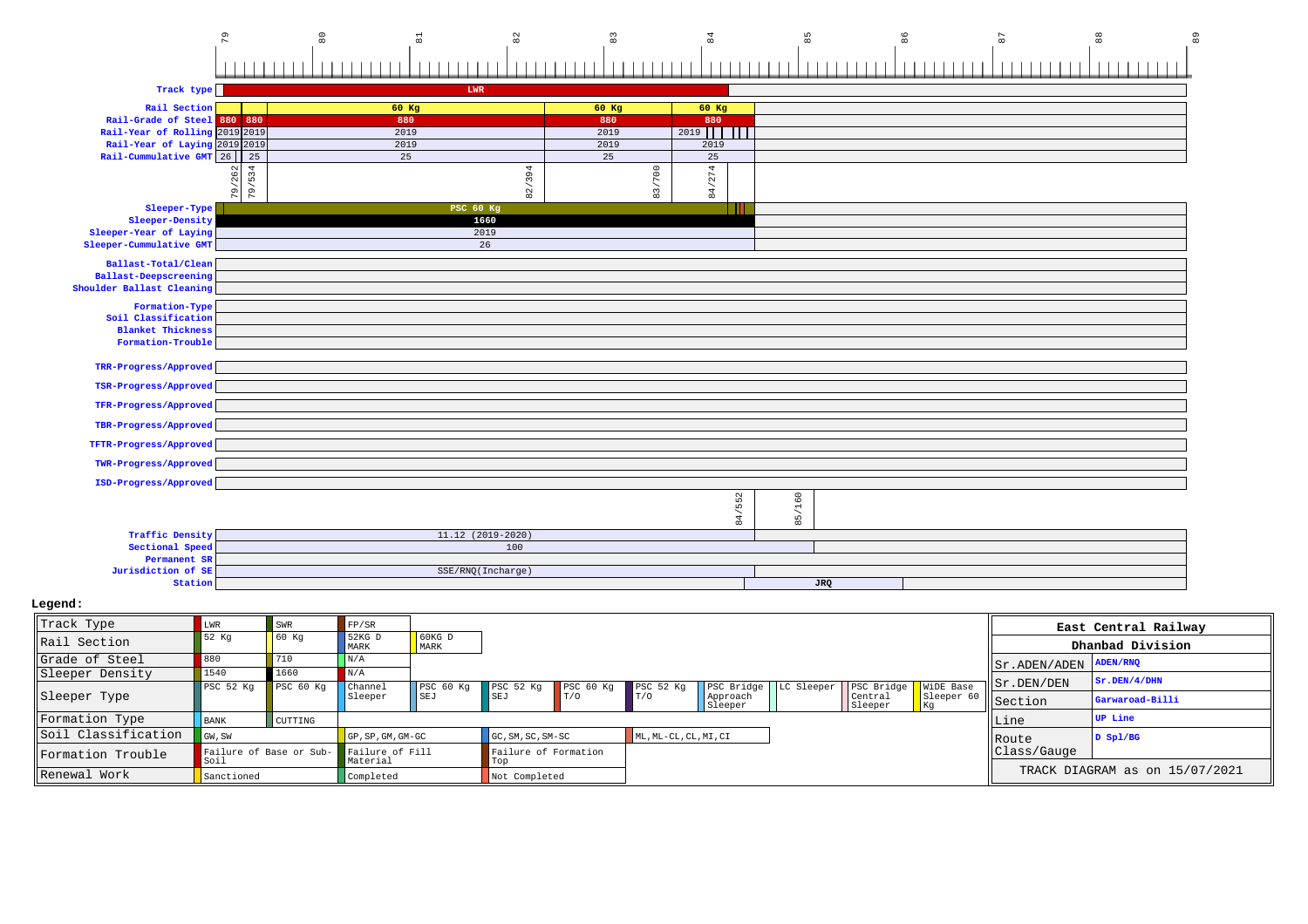79 80 81 82 83 84 85 86 87 88 89

Track type: LWR

Rail Section: 60 Kg | 60 Kg | 60 Kg

Rail-Grade of Steel: 880 | 880 | 880 | 880 | 880

Rail-Year of Rolling: 2019 | 2019 | 2019 | 2019 | 2019

Rail-Year of Laying: 2019 | 2019 | 2019 | 2019 | 2019

Rail-Cummulative GMT: 26 | 25 | 25 | 25 | 25

79/262 79/534 82/394 83/700 84/274

Sleeper-Type: PSC 60 Kg

Sleeper-Density: 1660

Sleeper-Year of Laying: 2019

Sleeper-Cummulative GMT: 26

Ballast-Total/Clean

Ballast-Deepscreening

Shoulder Ballast Cleaning

Formation-Type

Soil Classification

Blanket Thickness

Formation-Trouble

TRR-Progress/Approved

TSR-Progress/Approved

TFR-Progress/Approved

TBR-Progress/Approved

TFTR-Progress/Approved

TWR-Progress/Approved

ISD-Progress/Approved

84/552 85/160

Traffic Density: 11.12 (2019-2020)

Sectional Speed: 100

Permanent SR

Jurisdiction of SE: SSE/RNQ(Incharge)

Station: JRQ

**Legend:**

| | | | | | | | | | | |
|---|---|---|---|---|---|---|---|---|---|---|
| Track Type | LWR | SWR | FP/SR | | | | | | | |
| Rail Section | 52 Kg | 60 Kg | 52KG D MARK | 60KG D MARK | | | | | | |
| Grade of Steel | 880 | 710 | N/A | | | | | | | |
| Sleeper Density | 1540 | 1660 | N/A | | | | | | | |
| Sleeper Type | PSC 52 Kg | PSC 60 Kg | Channel Sleeper | PSC 60 Kg SEJ | PSC 52 Kg SEJ | PSC 60 Kg T/O | PSC 52 Kg T/O | PSC Bridge Approach Sleeper | LC Sleeper | PSC Bridge Central Sleeper | WiDE Base Sleeper 60 Kg |
| Formation Type | BANK | CUTTING | | | | | | | | |
| Soil Classification | GW,SW | | GP,SP,GM,GM-GC | | GC,SM,SC,SM-SC | | ML,ML-CL,CL,MI,CI | | | |
| Formation Trouble | Failure of Base or Sub-Soil | | Failure of Fill Material | | Failure of Formation Top | | | | | |
| Renewal Work | Sanctioned | | Completed | | Not Completed | | | | | |

| East Central Railway | |
|---|---|
| Dhanbad Division | |
| Sr.ADEN/ADEN | ADEN/RNQ |
| Sr.DEN/DEN | Sr.DEN/4/DHN |
| Section | Garwaroad-Billi |
| Line | UP Line |
| Route Class/Gauge | D Spl/BG |
| TRACK DIAGRAM as on 15/07/2021 | |